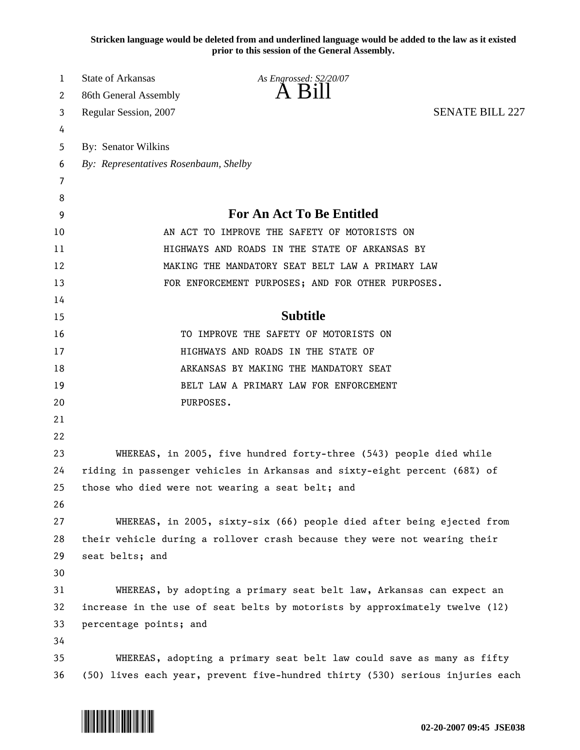Stricken language would be deleted from and underlined language would be added to the law as it existed prior to this session of the General Assembly.

State of Arkansas  
86th General Assembly  
Regular Session, 2007

*As Engrossed: S2/20/07*

# A Bill

SENATE BILL 227

By: Senator Wilkins  
*By: Representatives Rosenbaum, Shelby*

## For An Act To Be Entitled

AN ACT TO IMPROVE THE SAFETY OF MOTORISTS ON HIGHWAYS AND ROADS IN THE STATE OF ARKANSAS BY MAKING THE MANDATORY SEAT BELT LAW A PRIMARY LAW FOR ENFORCEMENT PURPOSES; AND FOR OTHER PURPOSES.

## Subtitle

TO IMPROVE THE SAFETY OF MOTORISTS ON HIGHWAYS AND ROADS IN THE STATE OF ARKANSAS BY MAKING THE MANDATORY SEAT BELT LAW A PRIMARY LAW FOR ENFORCEMENT PURPOSES.

WHEREAS, in 2005, five hundred forty-three (543) people died while riding in passenger vehicles in Arkansas and sixty-eight percent (68%) of those who died were not wearing a seat belt; and

WHEREAS, in 2005, sixty-six (66) people died after being ejected from their vehicle during a rollover crash because they were not wearing their seat belts; and

WHEREAS, by adopting a primary seat belt law, Arkansas can expect an increase in the use of seat belts by motorists by approximately twelve (12) percentage points; and

WHEREAS, adopting a primary seat belt law could save as many as fifty (50) lives each year, prevent five-hundred thirty (530) serious injuries each

02-20-2007 09:45 JSE038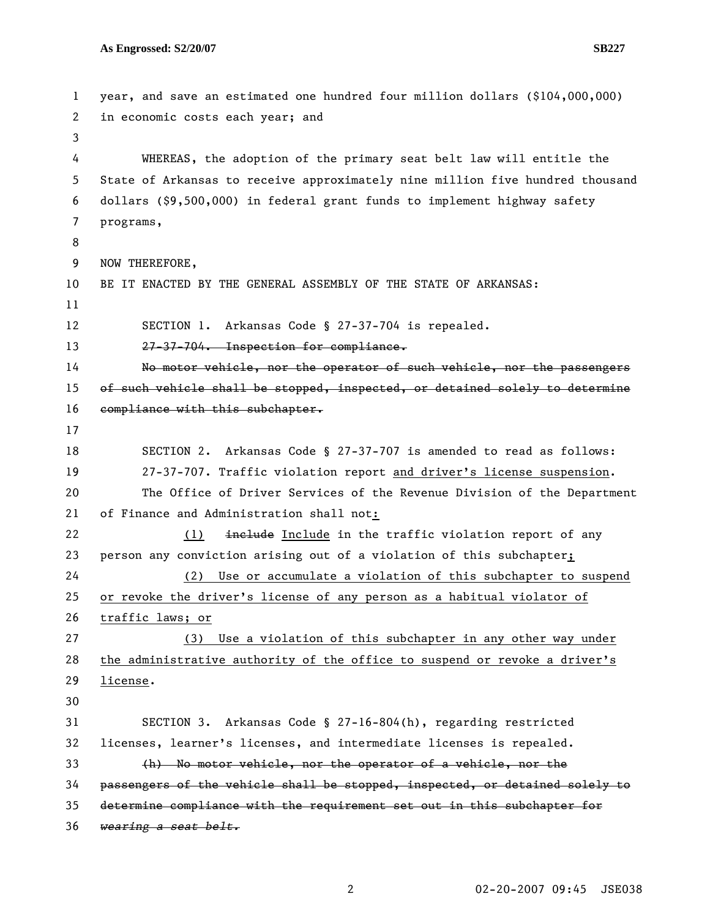year, and save an estimated one hundred four million dollars ($104,000,000) in economic costs each year; and

WHEREAS, the adoption of the primary seat belt law will entitle the State of Arkansas to receive approximately nine million five hundred thousand dollars ($9,500,000) in federal grant funds to implement highway safety programs,

NOW THEREFORE,
BE IT ENACTED BY THE GENERAL ASSEMBLY OF THE STATE OF ARKANSAS:

SECTION 1. Arkansas Code § 27-37-704 is repealed.

~~27-37-704. Inspection for compliance.~~

~~No motor vehicle, nor the operator of such vehicle, nor the passengers of such vehicle shall be stopped, inspected, or detained solely to determine compliance with this subchapter.~~

SECTION 2. Arkansas Code § 27-37-707 is amended to read as follows:

27-37-707. Traffic violation report and driver's license suspension.

The Office of Driver Services of the Revenue Division of the Department of Finance and Administration shall not:

(1) ~~include~~ Include in the traffic violation report of any person any conviction arising out of a violation of this subchapter;

(2) Use or accumulate a violation of this subchapter to suspend or revoke the driver's license of any person as a habitual violator of traffic laws; or

(3) Use a violation of this subchapter in any other way under the administrative authority of the office to suspend or revoke a driver's license.

SECTION 3. Arkansas Code § 27-16-804(h), regarding restricted licenses, learner's licenses, and intermediate licenses is repealed.

~~(h) No motor vehicle, nor the operator of a vehicle, nor the passengers of the vehicle shall be stopped, inspected, or detained solely to determine compliance with the requirement set out in this subchapter for *wearing a seat belt.*~~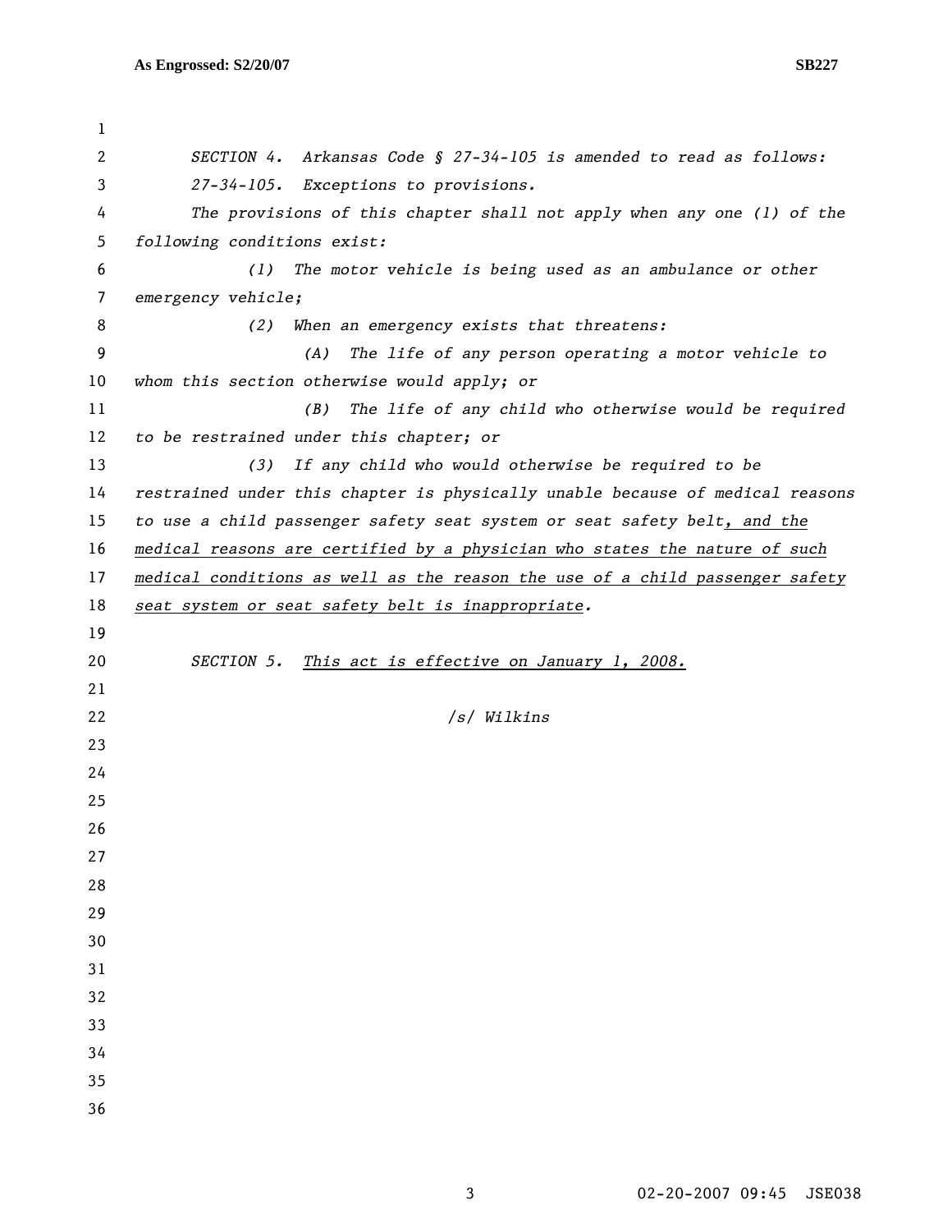*SECTION 4. Arkansas Code § 27-34-105 is amended to read as follows:*

*27-34-105. Exceptions to provisions.*

*The provisions of this chapter shall not apply when any one (1) of the following conditions exist:*

*(1) The motor vehicle is being used as an ambulance or other emergency vehicle;*

*(2) When an emergency exists that threatens:*

*(A) The life of any person operating a motor vehicle to whom this section otherwise would apply; or*

*(B) The life of any child who otherwise would be required to be restrained under this chapter; or*

*(3) If any child who would otherwise be required to be restrained under this chapter is physically unable because of medical reasons to use a child passenger safety seat system or seat safety belt<u>, and the medical reasons are certified by a physician who states the nature of such medical conditions as well as the reason the use of a child passenger safety seat system or seat safety belt is inappropriate</u>.*

*SECTION 5. <u>This act is effective on January 1, 2008.</u>*

*/s/ Wilkins*